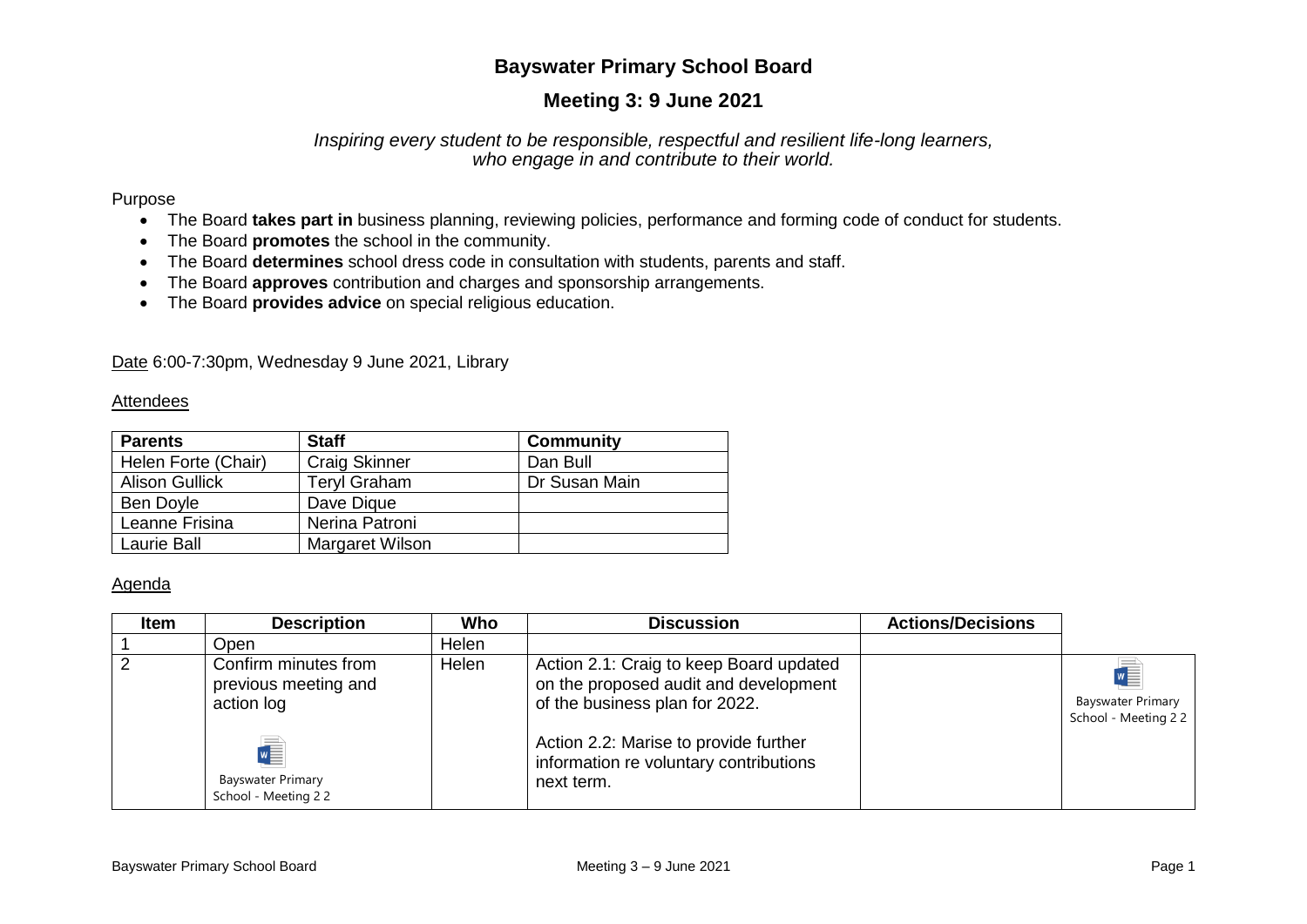# Bayswater Primary School Board

## Meeting 3: 9 June 2021

*Inspiring every student to be responsible, respectful and resilient life-long learners, who engage in and contribute to their world.*

Purpose

- The Board **takes part in** business planning, reviewing policies, performance and forming code of conduct for students.
- The Board **promotes** the school in the community.
- The Board **determines** school dress code in consultation with students, parents and staff.
- The Board **approves** contribution and charges and sponsorship arrangements.
- The Board **provides advice** on special religious education.

Date 6:00-7:30pm, Wednesday 9 June 2021, Library

Attendees

| Parents | Staff | Community |
|---|---|---|
| Helen Forte (Chair) | Craig Skinner | Dan Bull |
| Alison Gullick | Teryl Graham | Dr Susan Main |
| Ben Doyle | Dave Dique | |
| Leanne Frisina | Nerina Patroni | |
| Laurie Ball | Margaret Wilson | |

Agenda

| Item | Description | Who | Discussion | Actions/Decisions | |
|---|---|---|---|---|---|
| 1 | Open | Helen | | | |
| 2 | Confirm minutes from previous meeting and action log<br><br>Bayswater Primary School - Meeting 2 2 | Helen | Action 2.1: Craig to keep Board updated on the proposed audit and development of the business plan for 2022.<br><br>Action 2.2: Marise to provide further information re voluntary contributions next term. | | Bayswater Primary School - Meeting 2 2 |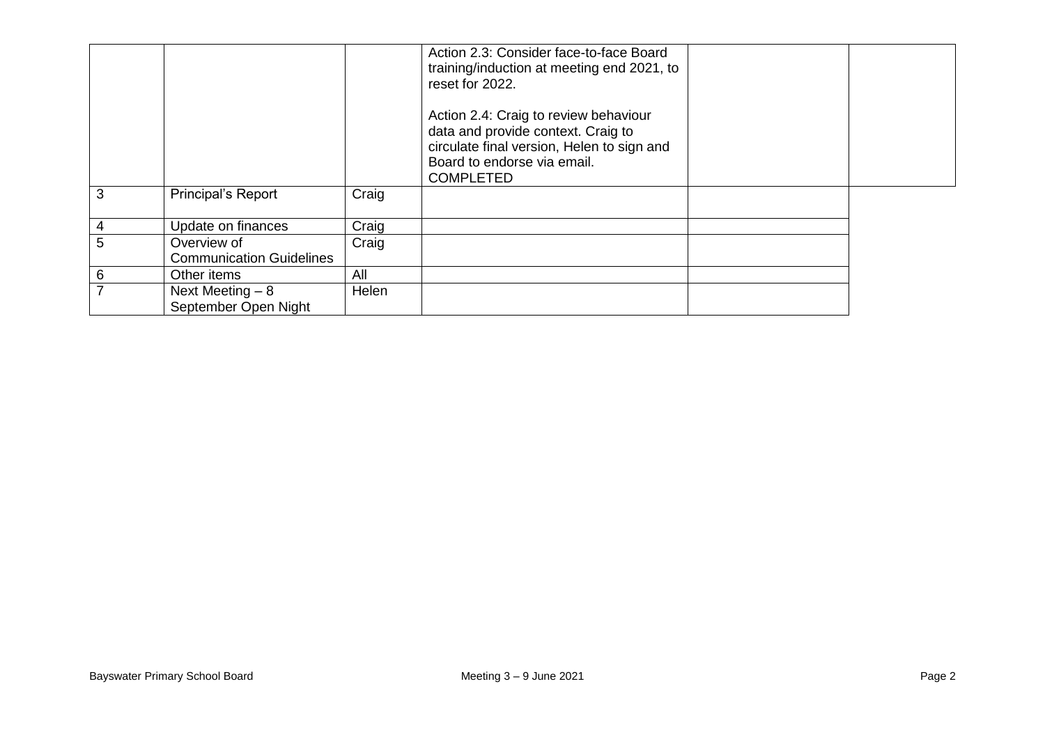| | | | | | |
|---|---|---|---|---|---|
| | | | Action 2.3: Consider face-to-face Board training/induction at meeting end 2021, to reset for 2022.<br><br>Action 2.4: Craig to review behaviour data and provide context. Craig to circulate final version, Helen to sign and Board to endorse via email. COMPLETED | | |
| 3 | Principal's Report | Craig | | | |
| 4 | Update on finances | Craig | | | |
| 5 | Overview of Communication Guidelines | Craig | | | |
| 6 | Other items | All | | | |
| 7 | Next Meeting – 8 September Open Night | Helen | | | |